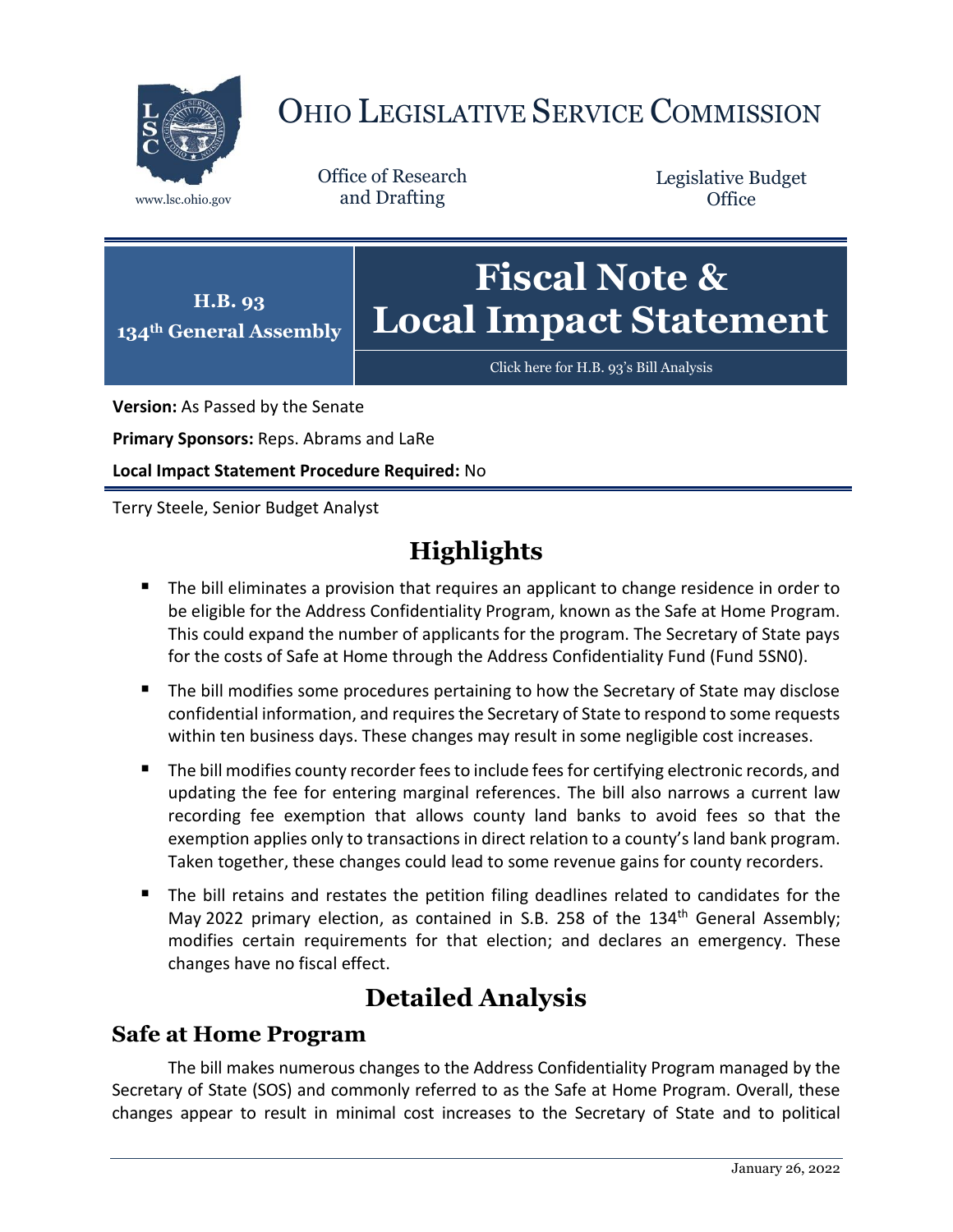# OHIO LEGISLATIVE SERVICE COMMISSION

www.lsc.ohio.gov

Office of Research and Drafting

Legislative Budget Office

**H.B. 93**
**134th General Assembly**

# Fiscal Note & Local Impact Statement

Click here for H.B. 93's Bill Analysis

**Version:** As Passed by the Senate

**Primary Sponsors:** Reps. Abrams and LaRe

**Local Impact Statement Procedure Required:** No

Terry Steele, Senior Budget Analyst

## Highlights

- The bill eliminates a provision that requires an applicant to change residence in order to be eligible for the Address Confidentiality Program, known as the Safe at Home Program. This could expand the number of applicants for the program. The Secretary of State pays for the costs of Safe at Home through the Address Confidentiality Fund (Fund 5SN0).
- The bill modifies some procedures pertaining to how the Secretary of State may disclose confidential information, and requires the Secretary of State to respond to some requests within ten business days. These changes may result in some negligible cost increases.
- The bill modifies county recorder fees to include fees for certifying electronic records, and updating the fee for entering marginal references. The bill also narrows a current law recording fee exemption that allows county land banks to avoid fees so that the exemption applies only to transactions in direct relation to a county's land bank program. Taken together, these changes could lead to some revenue gains for county recorders.
- The bill retains and restates the petition filing deadlines related to candidates for the May 2022 primary election, as contained in S.B. 258 of the 134th General Assembly; modifies certain requirements for that election; and declares an emergency. These changes have no fiscal effect.

## Detailed Analysis

### Safe at Home Program

The bill makes numerous changes to the Address Confidentiality Program managed by the Secretary of State (SOS) and commonly referred to as the Safe at Home Program. Overall, these changes appear to result in minimal cost increases to the Secretary of State and to political

January 26, 2022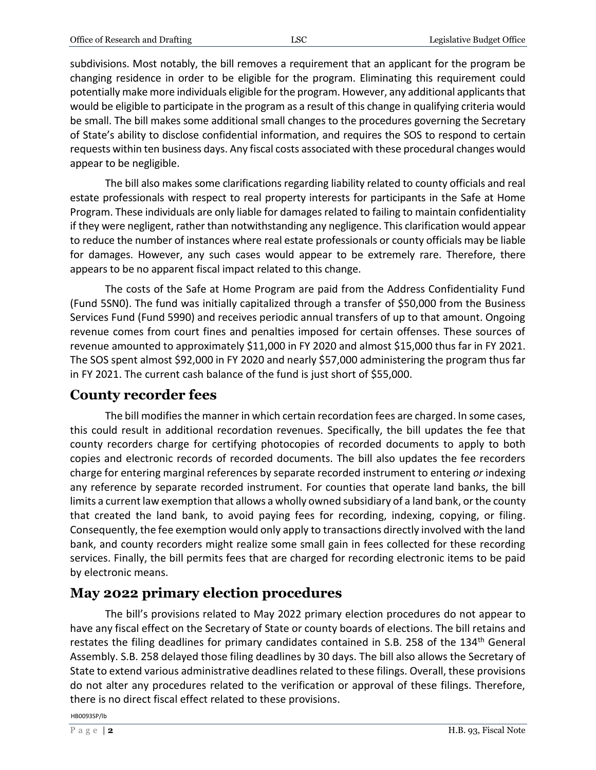subdivisions. Most notably, the bill removes a requirement that an applicant for the program be changing residence in order to be eligible for the program. Eliminating this requirement could potentially make more individuals eligible for the program. However, any additional applicants that would be eligible to participate in the program as a result of this change in qualifying criteria would be small. The bill makes some additional small changes to the procedures governing the Secretary of State's ability to disclose confidential information, and requires the SOS to respond to certain requests within ten business days. Any fiscal costs associated with these procedural changes would appear to be negligible.

The bill also makes some clarifications regarding liability related to county officials and real estate professionals with respect to real property interests for participants in the Safe at Home Program. These individuals are only liable for damages related to failing to maintain confidentiality if they were negligent, rather than notwithstanding any negligence. This clarification would appear to reduce the number of instances where real estate professionals or county officials may be liable for damages. However, any such cases would appear to be extremely rare. Therefore, there appears to be no apparent fiscal impact related to this change.

The costs of the Safe at Home Program are paid from the Address Confidentiality Fund (Fund 5SN0). The fund was initially capitalized through a transfer of $50,000 from the Business Services Fund (Fund 5990) and receives periodic annual transfers of up to that amount. Ongoing revenue comes from court fines and penalties imposed for certain offenses. These sources of revenue amounted to approximately $11,000 in FY 2020 and almost $15,000 thus far in FY 2021. The SOS spent almost $92,000 in FY 2020 and nearly $57,000 administering the program thus far in FY 2021. The current cash balance of the fund is just short of $55,000.

## County recorder fees

The bill modifies the manner in which certain recordation fees are charged. In some cases, this could result in additional recordation revenues. Specifically, the bill updates the fee that county recorders charge for certifying photocopies of recorded documents to apply to both copies and electronic records of recorded documents. The bill also updates the fee recorders charge for entering marginal references by separate recorded instrument to entering *or* indexing any reference by separate recorded instrument. For counties that operate land banks, the bill limits a current law exemption that allows a wholly owned subsidiary of a land bank, or the county that created the land bank, to avoid paying fees for recording, indexing, copying, or filing. Consequently, the fee exemption would only apply to transactions directly involved with the land bank, and county recorders might realize some small gain in fees collected for these recording services. Finally, the bill permits fees that are charged for recording electronic items to be paid by electronic means.

## May 2022 primary election procedures

The bill's provisions related to May 2022 primary election procedures do not appear to have any fiscal effect on the Secretary of State or county boards of elections. The bill retains and restates the filing deadlines for primary candidates contained in S.B. 258 of the 134th General Assembly. S.B. 258 delayed those filing deadlines by 30 days. The bill also allows the Secretary of State to extend various administrative deadlines related to these filings. Overall, these provisions do not alter any procedures related to the verification or approval of these filings. Therefore, there is no direct fiscal effect related to these provisions.

HB0093SP/lb